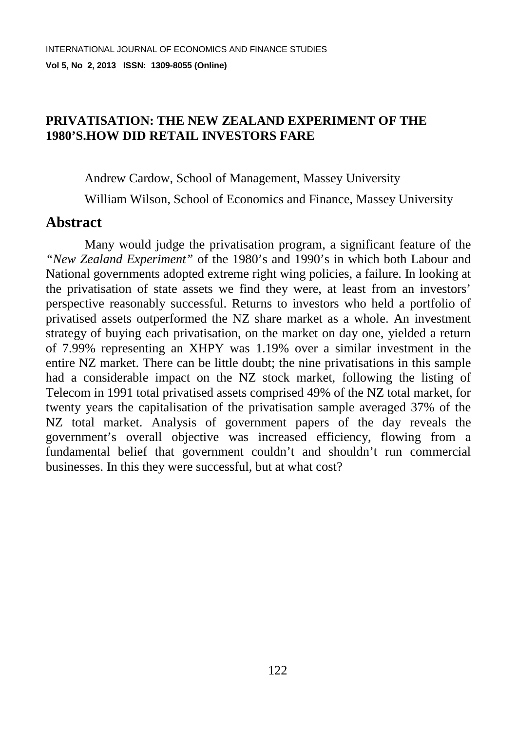# PRIVATISATION: THE NEW ZEALAND EXPERIMENT OF THE 1980'S.HOW DID RETAIL INVESTORS FARE

Andrew Cardow, School of Management, Massey University

William Wilson, School of Economics and Finance, Massey University

## Abstract

Many would judge the privatisation program, a significant feature of the *"New Zealand Experiment"* of the 1980's and 1990's in which both Labour and National governments adopted extreme right wing policies, a failure. In looking at the privatisation of state assets we find they were, at least from an investors' perspective reasonably successful. Returns to investors who held a portfolio of privatised assets outperformed the NZ share market as a whole. An investment strategy of buying each privatisation, on the market on day one, yielded a return of 7.99% representing an XHPY was 1.19% over a similar investment in the entire NZ market. There can be little doubt; the nine privatisations in this sample had a considerable impact on the NZ stock market, following the listing of Telecom in 1991 total privatised assets comprised 49% of the NZ total market, for twenty years the capitalisation of the privatisation sample averaged 37% of the NZ total market. Analysis of government papers of the day reveals the government's overall objective was increased efficiency, flowing from a fundamental belief that government couldn't and shouldn't run commercial businesses. In this they were successful, but at what cost?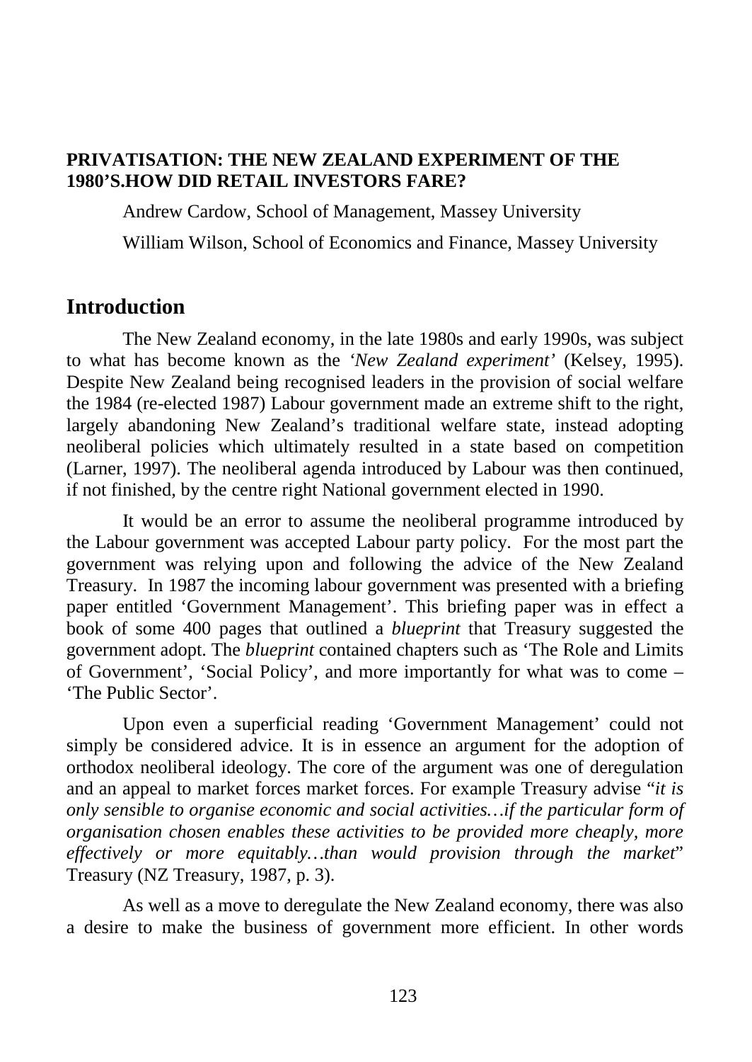**PRIVATISATION: THE NEW ZEALAND EXPERIMENT OF THE 1980'S.HOW DID RETAIL INVESTORS FARE?**

Andrew Cardow, School of Management, Massey University

William Wilson, School of Economics and Finance, Massey University

## Introduction

The New Zealand economy, in the late 1980s and early 1990s, was subject to what has become known as the *'New Zealand experiment'* (Kelsey, 1995). Despite New Zealand being recognised leaders in the provision of social welfare the 1984 (re-elected 1987) Labour government made an extreme shift to the right, largely abandoning New Zealand's traditional welfare state, instead adopting neoliberal policies which ultimately resulted in a state based on competition (Larner, 1997). The neoliberal agenda introduced by Labour was then continued, if not finished, by the centre right National government elected in 1990.

It would be an error to assume the neoliberal programme introduced by the Labour government was accepted Labour party policy. For the most part the government was relying upon and following the advice of the New Zealand Treasury. In 1987 the incoming labour government was presented with a briefing paper entitled 'Government Management'. This briefing paper was in effect a book of some 400 pages that outlined a *blueprint* that Treasury suggested the government adopt. The *blueprint* contained chapters such as 'The Role and Limits of Government', 'Social Policy', and more importantly for what was to come – 'The Public Sector'.

Upon even a superficial reading 'Government Management' could not simply be considered advice. It is in essence an argument for the adoption of orthodox neoliberal ideology. The core of the argument was one of deregulation and an appeal to market forces market forces. For example Treasury advise "*it is only sensible to organise economic and social activities…if the particular form of organisation chosen enables these activities to be provided more cheaply, more effectively or more equitably…than would provision through the market*" Treasury (NZ Treasury, 1987, p. 3).

As well as a move to deregulate the New Zealand economy, there was also a desire to make the business of government more efficient. In other words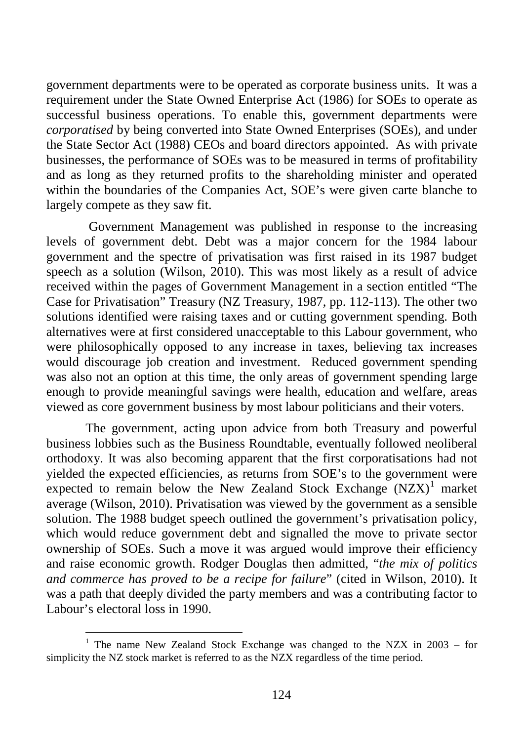government departments were to be operated as corporate business units. It was a requirement under the State Owned Enterprise Act (1986) for SOEs to operate as successful business operations. To enable this, government departments were *corporatised* by being converted into State Owned Enterprises (SOEs), and under the State Sector Act (1988) CEOs and board directors appointed. As with private businesses, the performance of SOEs was to be measured in terms of profitability and as long as they returned profits to the shareholding minister and operated within the boundaries of the Companies Act, SOE's were given carte blanche to largely compete as they saw fit.

Government Management was published in response to the increasing levels of government debt. Debt was a major concern for the 1984 labour government and the spectre of privatisation was first raised in its 1987 budget speech as a solution (Wilson, 2010). This was most likely as a result of advice received within the pages of Government Management in a section entitled "The Case for Privatisation" Treasury (NZ Treasury, 1987, pp. 112-113). The other two solutions identified were raising taxes and or cutting government spending. Both alternatives were at first considered unacceptable to this Labour government, who were philosophically opposed to any increase in taxes, believing tax increases would discourage job creation and investment. Reduced government spending was also not an option at this time, the only areas of government spending large enough to provide meaningful savings were health, education and welfare, areas viewed as core government business by most labour politicians and their voters.

The government, acting upon advice from both Treasury and powerful business lobbies such as the Business Roundtable, eventually followed neoliberal orthodoxy. It was also becoming apparent that the first corporatisations had not yielded the expected efficiencies, as returns from SOE's to the government were expected to remain below the New Zealand Stock Exchange (NZX)[1] market average (Wilson, 2010). Privatisation was viewed by the government as a sensible solution. The 1988 budget speech outlined the government's privatisation policy, which would reduce government debt and signalled the move to private sector ownership of SOEs. Such a move it was argued would improve their efficiency and raise economic growth. Rodger Douglas then admitted, "*the mix of politics and commerce has proved to be a recipe for failure*" (cited in Wilson, 2010). It was a path that deeply divided the party members and was a contributing factor to Labour's electoral loss in 1990.

[1] The name New Zealand Stock Exchange was changed to the NZX in 2003 – for simplicity the NZ stock market is referred to as the NZX regardless of the time period.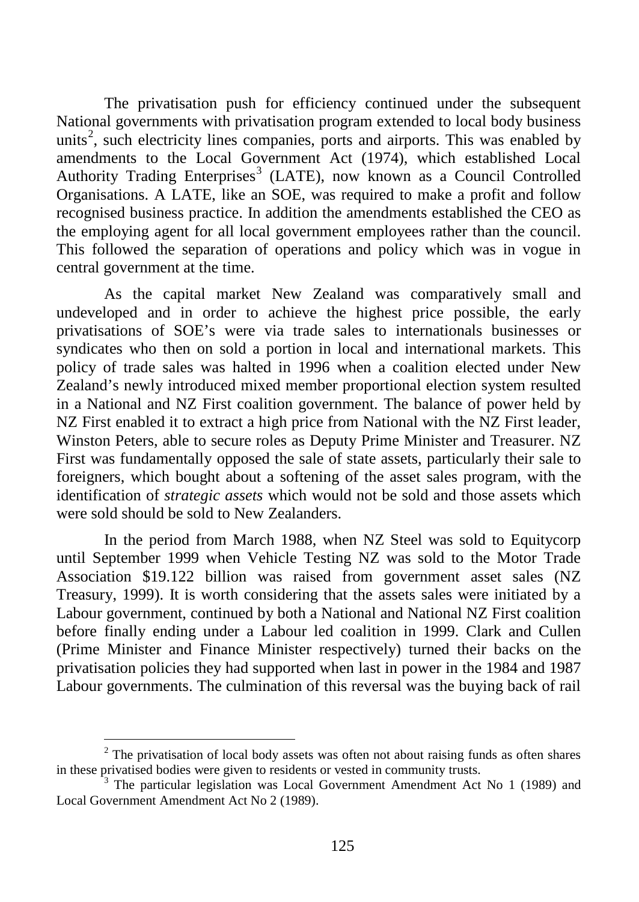The privatisation push for efficiency continued under the subsequent National governments with privatisation program extended to local body business units[2], such electricity lines companies, ports and airports. This was enabled by amendments to the Local Government Act (1974), which established Local Authority Trading Enterprises[3] (LATE), now known as a Council Controlled Organisations. A LATE, like an SOE, was required to make a profit and follow recognised business practice. In addition the amendments established the CEO as the employing agent for all local government employees rather than the council. This followed the separation of operations and policy which was in vogue in central government at the time.

As the capital market New Zealand was comparatively small and undeveloped and in order to achieve the highest price possible, the early privatisations of SOE's were via trade sales to internationals businesses or syndicates who then on sold a portion in local and international markets. This policy of trade sales was halted in 1996 when a coalition elected under New Zealand's newly introduced mixed member proportional election system resulted in a National and NZ First coalition government. The balance of power held by NZ First enabled it to extract a high price from National with the NZ First leader, Winston Peters, able to secure roles as Deputy Prime Minister and Treasurer. NZ First was fundamentally opposed the sale of state assets, particularly their sale to foreigners, which bought about a softening of the asset sales program, with the identification of *strategic assets* which would not be sold and those assets which were sold should be sold to New Zealanders.

In the period from March 1988, when NZ Steel was sold to Equitycorp until September 1999 when Vehicle Testing NZ was sold to the Motor Trade Association \$19.122 billion was raised from government asset sales (NZ Treasury, 1999). It is worth considering that the assets sales were initiated by a Labour government, continued by both a National and National NZ First coalition before finally ending under a Labour led coalition in 1999. Clark and Cullen (Prime Minister and Finance Minister respectively) turned their backs on the privatisation policies they had supported when last in power in the 1984 and 1987 Labour governments. The culmination of this reversal was the buying back of rail

[2] The privatisation of local body assets was often not about raising funds as often shares in these privatised bodies were given to residents or vested in community trusts.

[3] The particular legislation was Local Government Amendment Act No 1 (1989) and Local Government Amendment Act No 2 (1989).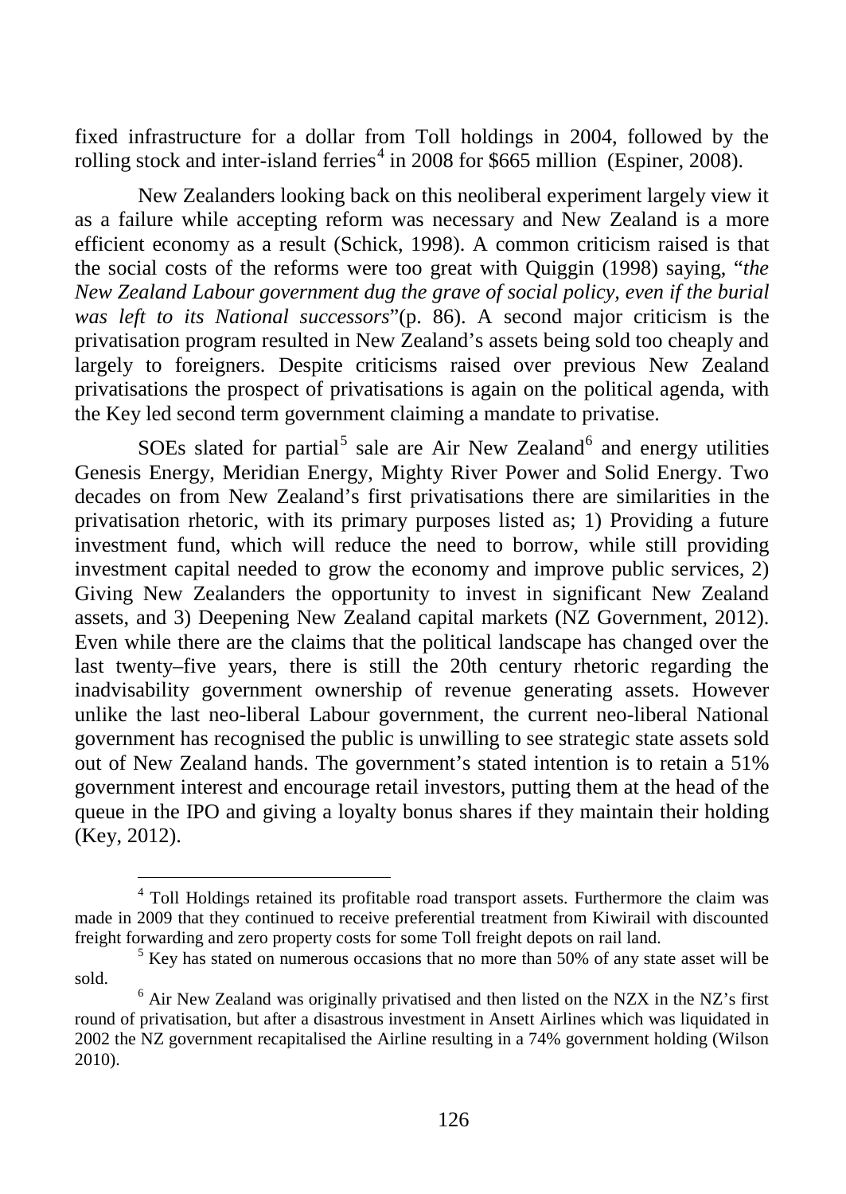fixed infrastructure for a dollar from Toll holdings in 2004, followed by the rolling stock and inter-island ferries[4] in 2008 for $665 million (Espiner, 2008).

New Zealanders looking back on this neoliberal experiment largely view it as a failure while accepting reform was necessary and New Zealand is a more efficient economy as a result (Schick, 1998). A common criticism raised is that the social costs of the reforms were too great with Quiggin (1998) saying, "*the New Zealand Labour government dug the grave of social policy, even if the burial was left to its National successors*"(p. 86). A second major criticism is the privatisation program resulted in New Zealand's assets being sold too cheaply and largely to foreigners. Despite criticisms raised over previous New Zealand privatisations the prospect of privatisations is again on the political agenda, with the Key led second term government claiming a mandate to privatise.

SOEs slated for partial[5] sale are Air New Zealand[6] and energy utilities Genesis Energy, Meridian Energy, Mighty River Power and Solid Energy. Two decades on from New Zealand's first privatisations there are similarities in the privatisation rhetoric, with its primary purposes listed as; 1) Providing a future investment fund, which will reduce the need to borrow, while still providing investment capital needed to grow the economy and improve public services, 2) Giving New Zealanders the opportunity to invest in significant New Zealand assets, and 3) Deepening New Zealand capital markets (NZ Government, 2012). Even while there are the claims that the political landscape has changed over the last twenty–five years, there is still the 20th century rhetoric regarding the inadvisability government ownership of revenue generating assets. However unlike the last neo-liberal Labour government, the current neo-liberal National government has recognised the public is unwilling to see strategic state assets sold out of New Zealand hands. The government's stated intention is to retain a 51% government interest and encourage retail investors, putting them at the head of the queue in the IPO and giving a loyalty bonus shares if they maintain their holding (Key, 2012).

[4] Toll Holdings retained its profitable road transport assets. Furthermore the claim was made in 2009 that they continued to receive preferential treatment from Kiwirail with discounted freight forwarding and zero property costs for some Toll freight depots on rail land.

[5] Key has stated on numerous occasions that no more than 50% of any state asset will be sold.

[6] Air New Zealand was originally privatised and then listed on the NZX in the NZ's first round of privatisation, but after a disastrous investment in Ansett Airlines which was liquidated in 2002 the NZ government recapitalised the Airline resulting in a 74% government holding (Wilson 2010).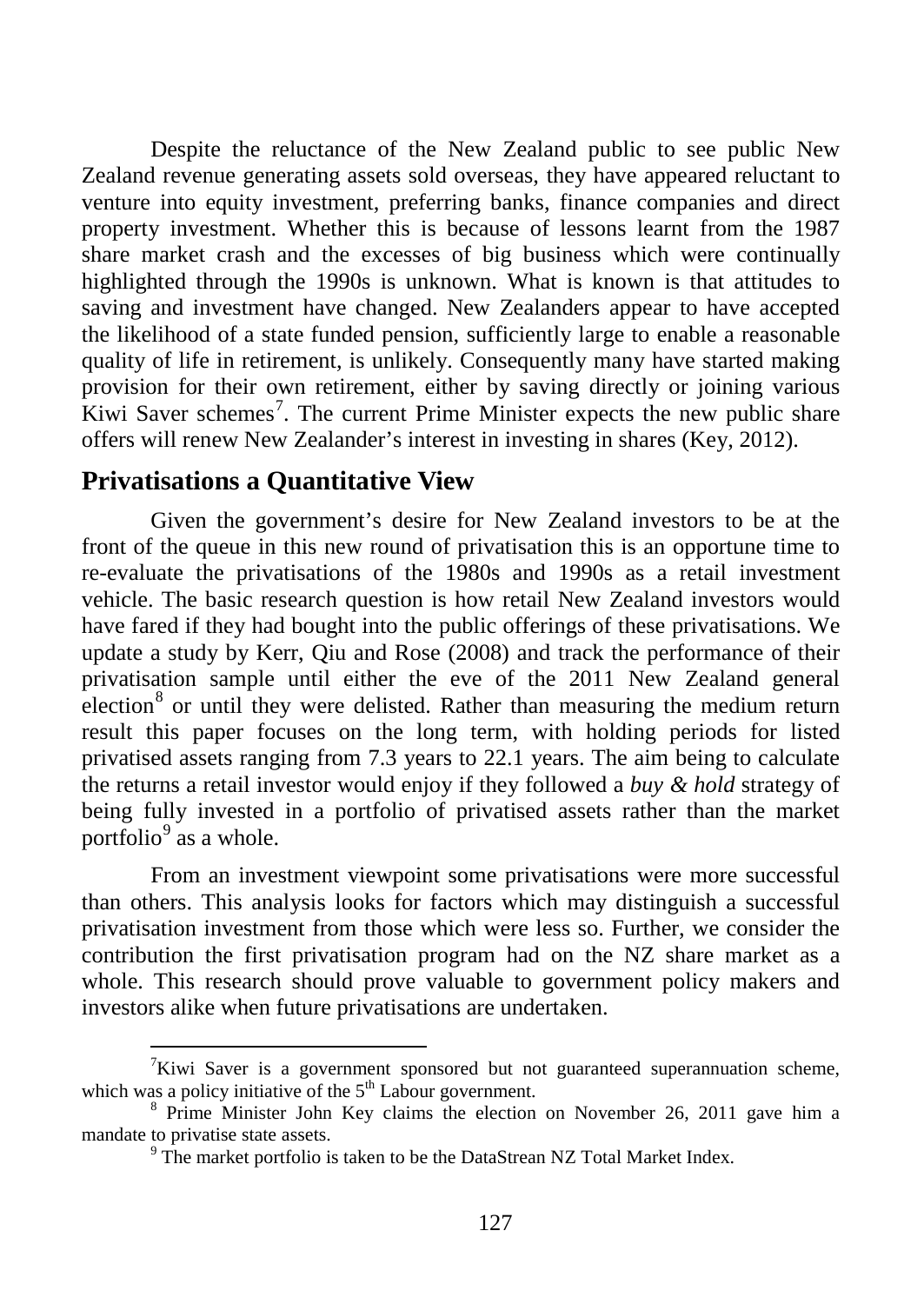Despite the reluctance of the New Zealand public to see public New Zealand revenue generating assets sold overseas, they have appeared reluctant to venture into equity investment, preferring banks, finance companies and direct property investment. Whether this is because of lessons learnt from the 1987 share market crash and the excesses of big business which were continually highlighted through the 1990s is unknown. What is known is that attitudes to saving and investment have changed. New Zealanders appear to have accepted the likelihood of a state funded pension, sufficiently large to enable a reasonable quality of life in retirement, is unlikely. Consequently many have started making provision for their own retirement, either by saving directly or joining various Kiwi Saver schemes[7]. The current Prime Minister expects the new public share offers will renew New Zealander's interest in investing in shares (Key, 2012).

## Privatisations a Quantitative View

Given the government's desire for New Zealand investors to be at the front of the queue in this new round of privatisation this is an opportune time to re-evaluate the privatisations of the 1980s and 1990s as a retail investment vehicle. The basic research question is how retail New Zealand investors would have fared if they had bought into the public offerings of these privatisations. We update a study by Kerr, Qiu and Rose (2008) and track the performance of their privatisation sample until either the eve of the 2011 New Zealand general election[8] or until they were delisted. Rather than measuring the medium return result this paper focuses on the long term, with holding periods for listed privatised assets ranging from 7.3 years to 22.1 years. The aim being to calculate the returns a retail investor would enjoy if they followed a *buy & hold* strategy of being fully invested in a portfolio of privatised assets rather than the market portfolio[9] as a whole.

From an investment viewpoint some privatisations were more successful than others. This analysis looks for factors which may distinguish a successful privatisation investment from those which were less so. Further, we consider the contribution the first privatisation program had on the NZ share market as a whole. This research should prove valuable to government policy makers and investors alike when future privatisations are undertaken.

---

[7]Kiwi Saver is a government sponsored but not guaranteed superannuation scheme, which was a policy initiative of the 5th Labour government.

[8] Prime Minister John Key claims the election on November 26, 2011 gave him a mandate to privatise state assets.

[9] The market portfolio is taken to be the DataStrean NZ Total Market Index.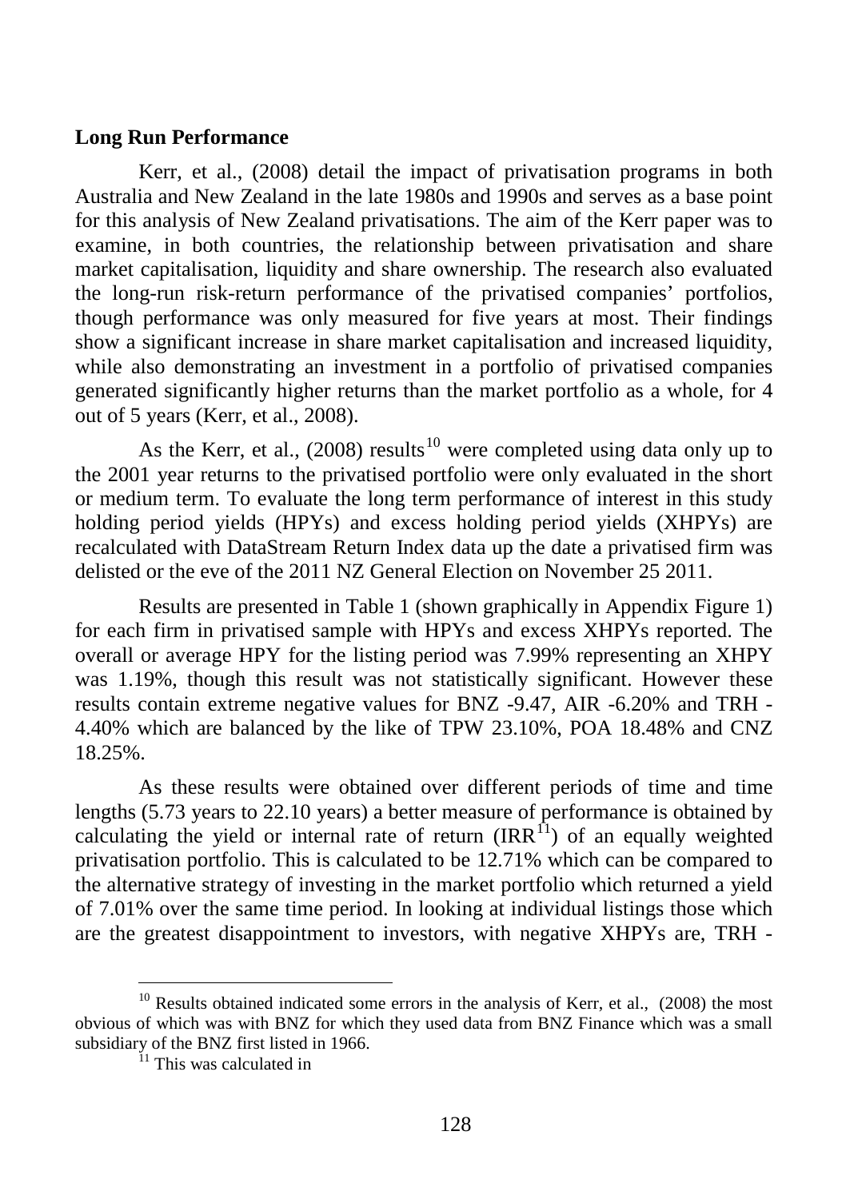**Long Run Performance**

Kerr, et al., (2008) detail the impact of privatisation programs in both Australia and New Zealand in the late 1980s and 1990s and serves as a base point for this analysis of New Zealand privatisations. The aim of the Kerr paper was to examine, in both countries, the relationship between privatisation and share market capitalisation, liquidity and share ownership. The research also evaluated the long-run risk-return performance of the privatised companies' portfolios, though performance was only measured for five years at most. Their findings show a significant increase in share market capitalisation and increased liquidity, while also demonstrating an investment in a portfolio of privatised companies generated significantly higher returns than the market portfolio as a whole, for 4 out of 5 years (Kerr, et al., 2008).

As the Kerr, et al., (2008) results[10] were completed using data only up to the 2001 year returns to the privatised portfolio were only evaluated in the short or medium term. To evaluate the long term performance of interest in this study holding period yields (HPYs) and excess holding period yields (XHPYs) are recalculated with DataStream Return Index data up the date a privatised firm was delisted or the eve of the 2011 NZ General Election on November 25 2011.

Results are presented in Table 1 (shown graphically in Appendix Figure 1) for each firm in privatised sample with HPYs and excess XHPYs reported. The overall or average HPY for the listing period was 7.99% representing an XHPY was 1.19%, though this result was not statistically significant. However these results contain extreme negative values for BNZ -9.47, AIR -6.20% and TRH -4.40% which are balanced by the like of TPW 23.10%, POA 18.48% and CNZ 18.25%.

As these results were obtained over different periods of time and time lengths (5.73 years to 22.10 years) a better measure of performance is obtained by calculating the yield or internal rate of return (IRR[11]) of an equally weighted privatisation portfolio. This is calculated to be 12.71% which can be compared to the alternative strategy of investing in the market portfolio which returned a yield of 7.01% over the same time period. In looking at individual listings those which are the greatest disappointment to investors, with negative XHPYs are, TRH -

[10] Results obtained indicated some errors in the analysis of Kerr, et al., (2008) the most obvious of which was with BNZ for which they used data from BNZ Finance which was a small subsidiary of the BNZ first listed in 1966.

[11] This was calculated in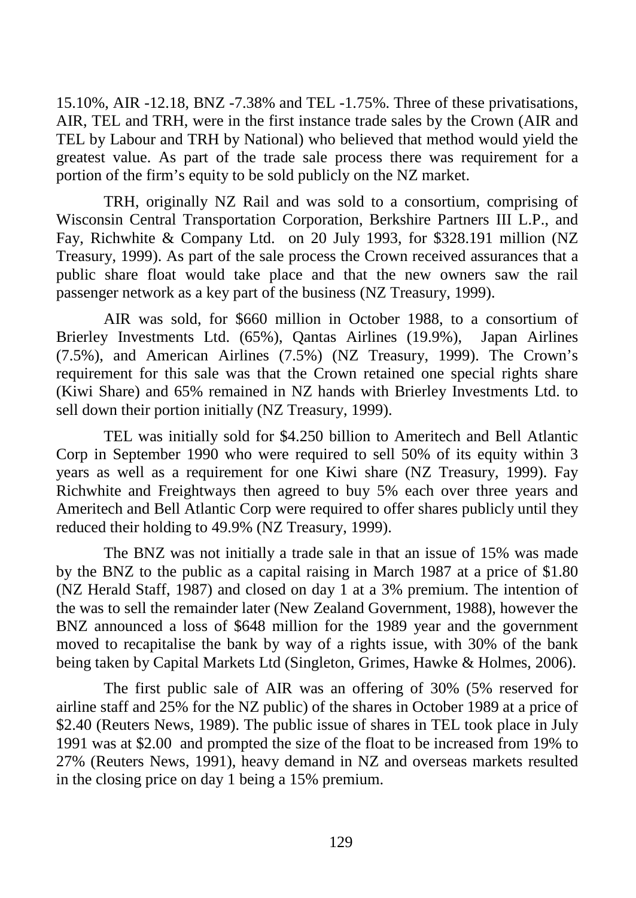15.10%, AIR -12.18, BNZ -7.38% and TEL -1.75%. Three of these privatisations, AIR, TEL and TRH, were in the first instance trade sales by the Crown (AIR and TEL by Labour and TRH by National) who believed that method would yield the greatest value. As part of the trade sale process there was requirement for a portion of the firm's equity to be sold publicly on the NZ market.

TRH, originally NZ Rail and was sold to a consortium, comprising of Wisconsin Central Transportation Corporation, Berkshire Partners III L.P., and Fay, Richwhite & Company Ltd. on 20 July 1993, for $328.191 million (NZ Treasury, 1999). As part of the sale process the Crown received assurances that a public share float would take place and that the new owners saw the rail passenger network as a key part of the business (NZ Treasury, 1999).

AIR was sold, for $660 million in October 1988, to a consortium of Brierley Investments Ltd. (65%), Qantas Airlines (19.9%), Japan Airlines (7.5%), and American Airlines (7.5%) (NZ Treasury, 1999). The Crown's requirement for this sale was that the Crown retained one special rights share (Kiwi Share) and 65% remained in NZ hands with Brierley Investments Ltd. to sell down their portion initially (NZ Treasury, 1999).

TEL was initially sold for $4.250 billion to Ameritech and Bell Atlantic Corp in September 1990 who were required to sell 50% of its equity within 3 years as well as a requirement for one Kiwi share (NZ Treasury, 1999). Fay Richwhite and Freightways then agreed to buy 5% each over three years and Ameritech and Bell Atlantic Corp were required to offer shares publicly until they reduced their holding to 49.9% (NZ Treasury, 1999).

The BNZ was not initially a trade sale in that an issue of 15% was made by the BNZ to the public as a capital raising in March 1987 at a price of $1.80 (NZ Herald Staff, 1987) and closed on day 1 at a 3% premium. The intention of the was to sell the remainder later (New Zealand Government, 1988), however the BNZ announced a loss of $648 million for the 1989 year and the government moved to recapitalise the bank by way of a rights issue, with 30% of the bank being taken by Capital Markets Ltd (Singleton, Grimes, Hawke & Holmes, 2006).

The first public sale of AIR was an offering of 30% (5% reserved for airline staff and 25% for the NZ public) of the shares in October 1989 at a price of $2.40 (Reuters News, 1989). The public issue of shares in TEL took place in July 1991 was at $2.00 and prompted the size of the float to be increased from 19% to 27% (Reuters News, 1991), heavy demand in NZ and overseas markets resulted in the closing price on day 1 being a 15% premium.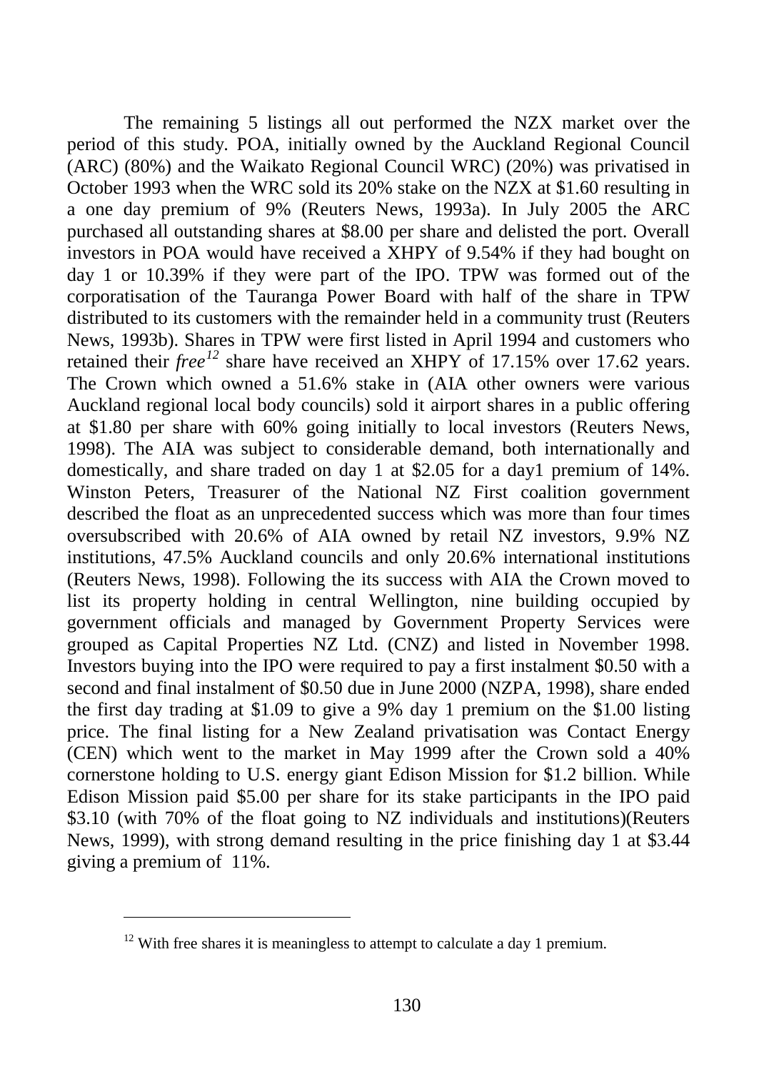The remaining 5 listings all out performed the NZX market over the period of this study. POA, initially owned by the Auckland Regional Council (ARC) (80%) and the Waikato Regional Council WRC) (20%) was privatised in October 1993 when the WRC sold its 20% stake on the NZX at $1.60 resulting in a one day premium of 9% (Reuters News, 1993a). In July 2005 the ARC purchased all outstanding shares at $8.00 per share and delisted the port. Overall investors in POA would have received a XHPY of 9.54% if they had bought on day 1 or 10.39% if they were part of the IPO. TPW was formed out of the corporatisation of the Tauranga Power Board with half of the share in TPW distributed to its customers with the remainder held in a community trust (Reuters News, 1993b). Shares in TPW were first listed in April 1994 and customers who retained their *free*[12] share have received an XHPY of 17.15% over 17.62 years. The Crown which owned a 51.6% stake in (AIA other owners were various Auckland regional local body councils) sold it airport shares in a public offering at $1.80 per share with 60% going initially to local investors (Reuters News, 1998). The AIA was subject to considerable demand, both internationally and domestically, and share traded on day 1 at $2.05 for a day1 premium of 14%. Winston Peters, Treasurer of the National NZ First coalition government described the float as an unprecedented success which was more than four times oversubscribed with 20.6% of AIA owned by retail NZ investors, 9.9% NZ institutions, 47.5% Auckland councils and only 20.6% international institutions (Reuters News, 1998). Following the its success with AIA the Crown moved to list its property holding in central Wellington, nine building occupied by government officials and managed by Government Property Services were grouped as Capital Properties NZ Ltd. (CNZ) and listed in November 1998. Investors buying into the IPO were required to pay a first instalment $0.50 with a second and final instalment of $0.50 due in June 2000 (NZPA, 1998), share ended the first day trading at $1.09 to give a 9% day 1 premium on the $1.00 listing price. The final listing for a New Zealand privatisation was Contact Energy (CEN) which went to the market in May 1999 after the Crown sold a 40% cornerstone holding to U.S. energy giant Edison Mission for $1.2 billion. While Edison Mission paid $5.00 per share for its stake participants in the IPO paid $3.10 (with 70% of the float going to NZ individuals and institutions)(Reuters News, 1999), with strong demand resulting in the price finishing day 1 at $3.44 giving a premium of 11%.

---

[12] With free shares it is meaningless to attempt to calculate a day 1 premium.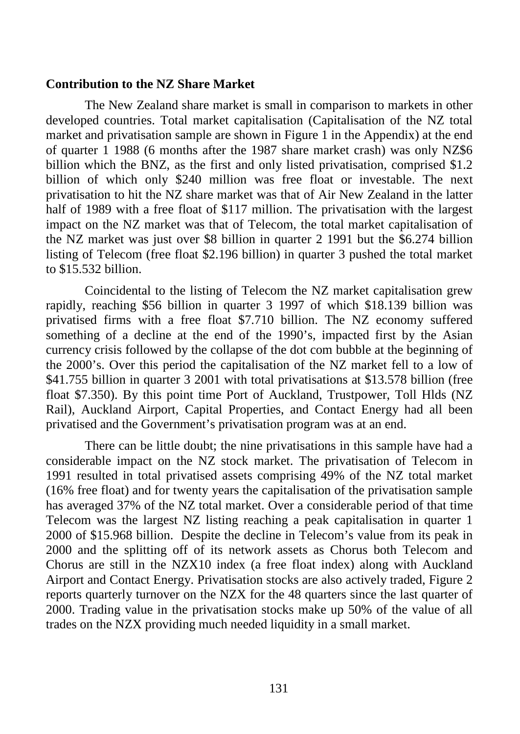**Contribution to the NZ Share Market**

The New Zealand share market is small in comparison to markets in other developed countries. Total market capitalisation (Capitalisation of the NZ total market and privatisation sample are shown in Figure 1 in the Appendix) at the end of quarter 1 1988 (6 months after the 1987 share market crash) was only NZ$6 billion which the BNZ, as the first and only listed privatisation, comprised $1.2 billion of which only $240 million was free float or investable. The next privatisation to hit the NZ share market was that of Air New Zealand in the latter half of 1989 with a free float of $117 million. The privatisation with the largest impact on the NZ market was that of Telecom, the total market capitalisation of the NZ market was just over $8 billion in quarter 2 1991 but the $6.274 billion listing of Telecom (free float $2.196 billion) in quarter 3 pushed the total market to $15.532 billion.

Coincidental to the listing of Telecom the NZ market capitalisation grew rapidly, reaching $56 billion in quarter 3 1997 of which $18.139 billion was privatised firms with a free float $7.710 billion. The NZ economy suffered something of a decline at the end of the 1990's, impacted first by the Asian currency crisis followed by the collapse of the dot com bubble at the beginning of the 2000's. Over this period the capitalisation of the NZ market fell to a low of $41.755 billion in quarter 3 2001 with total privatisations at $13.578 billion (free float $7.350). By this point time Port of Auckland, Trustpower, Toll Hlds (NZ Rail), Auckland Airport, Capital Properties, and Contact Energy had all been privatised and the Government's privatisation program was at an end.

There can be little doubt; the nine privatisations in this sample have had a considerable impact on the NZ stock market. The privatisation of Telecom in 1991 resulted in total privatised assets comprising 49% of the NZ total market (16% free float) and for twenty years the capitalisation of the privatisation sample has averaged 37% of the NZ total market. Over a considerable period of that time Telecom was the largest NZ listing reaching a peak capitalisation in quarter 1 2000 of $15.968 billion. Despite the decline in Telecom's value from its peak in 2000 and the splitting off of its network assets as Chorus both Telecom and Chorus are still in the NZX10 index (a free float index) along with Auckland Airport and Contact Energy. Privatisation stocks are also actively traded, Figure 2 reports quarterly turnover on the NZX for the 48 quarters since the last quarter of 2000. Trading value in the privatisation stocks make up 50% of the value of all trades on the NZX providing much needed liquidity in a small market.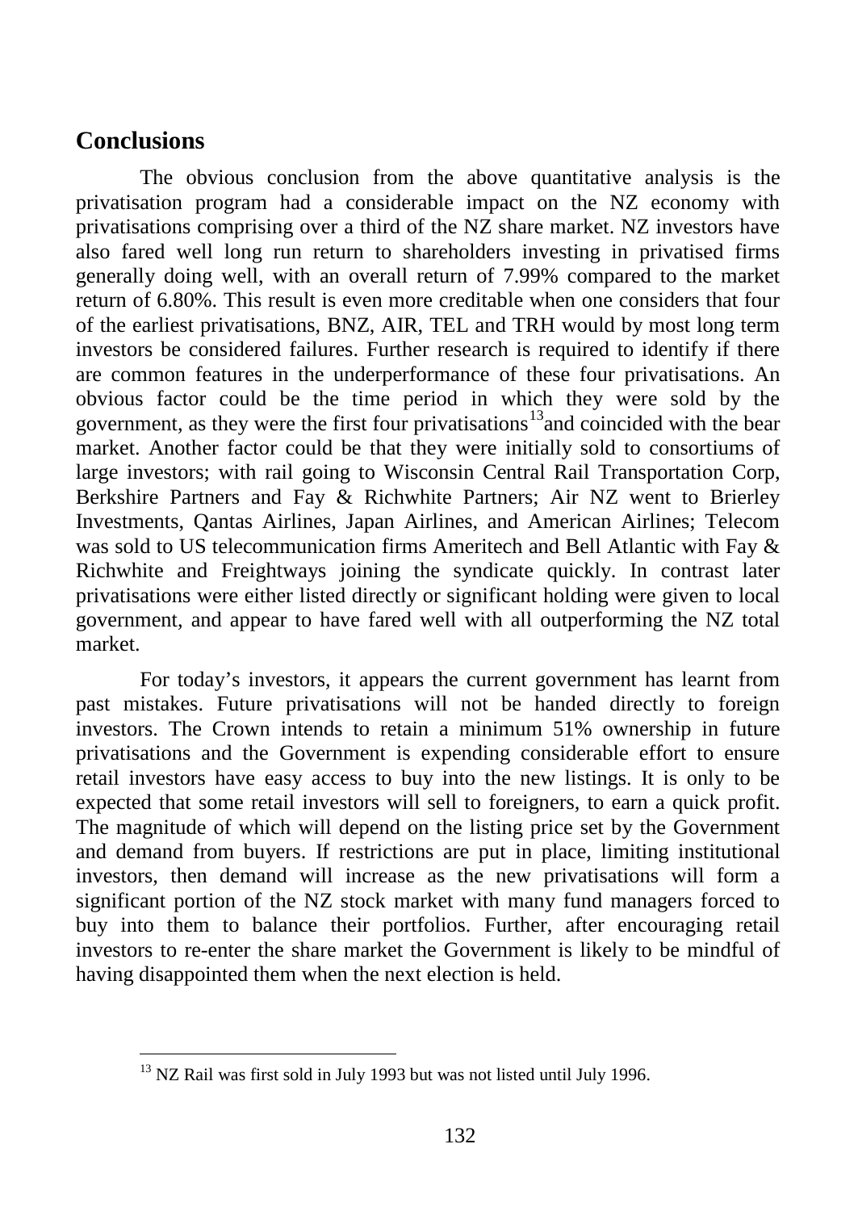## Conclusions

The obvious conclusion from the above quantitative analysis is the privatisation program had a considerable impact on the NZ economy with privatisations comprising over a third of the NZ share market. NZ investors have also fared well long run return to shareholders investing in privatised firms generally doing well, with an overall return of 7.99% compared to the market return of 6.80%. This result is even more creditable when one considers that four of the earliest privatisations, BNZ, AIR, TEL and TRH would by most long term investors be considered failures. Further research is required to identify if there are common features in the underperformance of these four privatisations. An obvious factor could be the time period in which they were sold by the government, as they were the first four privatisations[13]and coincided with the bear market. Another factor could be that they were initially sold to consortiums of large investors; with rail going to Wisconsin Central Rail Transportation Corp, Berkshire Partners and Fay & Richwhite Partners; Air NZ went to Brierley Investments, Qantas Airlines, Japan Airlines, and American Airlines; Telecom was sold to US telecommunication firms Ameritech and Bell Atlantic with Fay & Richwhite and Freightways joining the syndicate quickly. In contrast later privatisations were either listed directly or significant holding were given to local government, and appear to have fared well with all outperforming the NZ total market.

For today's investors, it appears the current government has learnt from past mistakes. Future privatisations will not be handed directly to foreign investors. The Crown intends to retain a minimum 51% ownership in future privatisations and the Government is expending considerable effort to ensure retail investors have easy access to buy into the new listings. It is only to be expected that some retail investors will sell to foreigners, to earn a quick profit. The magnitude of which will depend on the listing price set by the Government and demand from buyers. If restrictions are put in place, limiting institutional investors, then demand will increase as the new privatisations will form a significant portion of the NZ stock market with many fund managers forced to buy into them to balance their portfolios. Further, after encouraging retail investors to re-enter the share market the Government is likely to be mindful of having disappointed them when the next election is held.

[13] NZ Rail was first sold in July 1993 but was not listed until July 1996.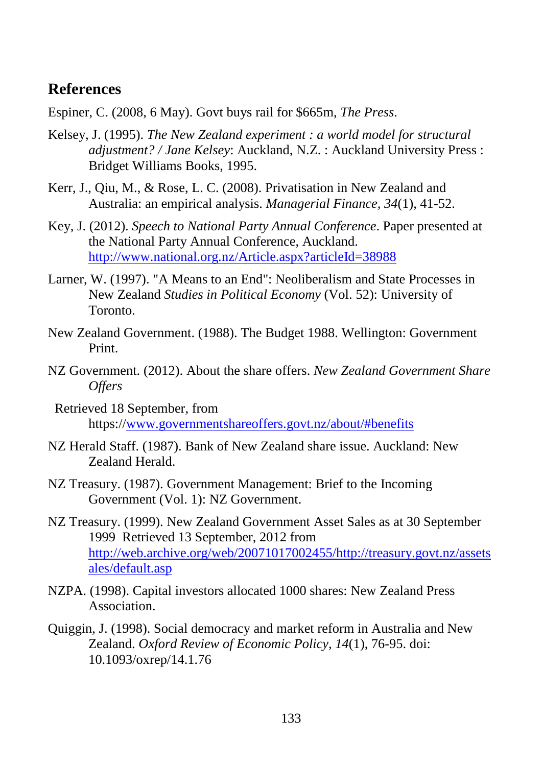## References

Espiner, C. (2008, 6 May). Govt buys rail for $665m, *The Press*.

Kelsey, J. (1995). *The New Zealand experiment : a world model for structural adjustment? / Jane Kelsey*: Auckland, N.Z. : Auckland University Press : Bridget Williams Books, 1995.

Kerr, J., Qiu, M., & Rose, L. C. (2008). Privatisation in New Zealand and Australia: an empirical analysis. *Managerial Finance, 34*(1), 41-52.

Key, J. (2012). *Speech to National Party Annual Conference*. Paper presented at the National Party Annual Conference, Auckland. http://www.national.org.nz/Article.aspx?articleId=38988

Larner, W. (1997). "A Means to an End": Neoliberalism and State Processes in New Zealand *Studies in Political Economy* (Vol. 52): University of Toronto.

New Zealand Government. (1988). The Budget 1988. Wellington: Government Print.

NZ Government. (2012). About the share offers. *New Zealand Government Share Offers*

Retrieved 18 September, from https://www.governmentshareoffers.govt.nz/about/#benefits

NZ Herald Staff. (1987). Bank of New Zealand share issue. Auckland: New Zealand Herald.

NZ Treasury. (1987). Government Management: Brief to the Incoming Government (Vol. 1): NZ Government.

NZ Treasury. (1999). New Zealand Government Asset Sales as at 30 September 1999 Retrieved 13 September, 2012 from http://web.archive.org/web/20071017002455/http://treasury.govt.nz/assetsales/default.asp

NZPA. (1998). Capital investors allocated 1000 shares: New Zealand Press Association.

Quiggin, J. (1998). Social democracy and market reform in Australia and New Zealand. *Oxford Review of Economic Policy, 14*(1), 76-95. doi: 10.1093/oxrep/14.1.76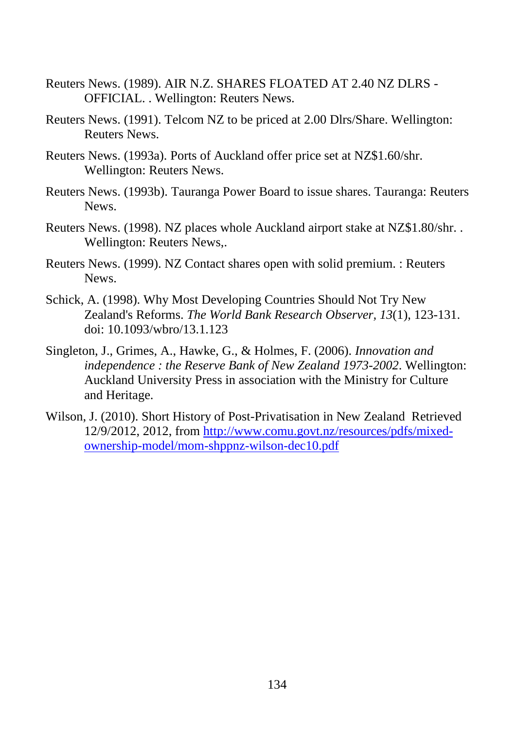Reuters News. (1989). AIR N.Z. SHARES FLOATED AT 2.40 NZ DLRS - OFFICIAL. . Wellington: Reuters News.

Reuters News. (1991). Telcom NZ to be priced at 2.00 Dlrs/Share. Wellington: Reuters News.

Reuters News. (1993a). Ports of Auckland offer price set at NZ$1.60/shr. Wellington: Reuters News.

Reuters News. (1993b). Tauranga Power Board to issue shares. Tauranga: Reuters News.

Reuters News. (1998). NZ places whole Auckland airport stake at NZ$1.80/shr. . Wellington: Reuters News,.

Reuters News. (1999). NZ Contact shares open with solid premium. : Reuters News.

Schick, A. (1998). Why Most Developing Countries Should Not Try New Zealand's Reforms. *The World Bank Research Observer, 13*(1), 123-131. doi: 10.1093/wbro/13.1.123

Singleton, J., Grimes, A., Hawke, G., & Holmes, F. (2006). *Innovation and independence : the Reserve Bank of New Zealand 1973-2002*. Wellington: Auckland University Press in association with the Ministry for Culture and Heritage.

Wilson, J. (2010). Short History of Post-Privatisation in New Zealand Retrieved 12/9/2012, 2012, from http://www.comu.govt.nz/resources/pdfs/mixed-ownership-model/mom-shppnz-wilson-dec10.pdf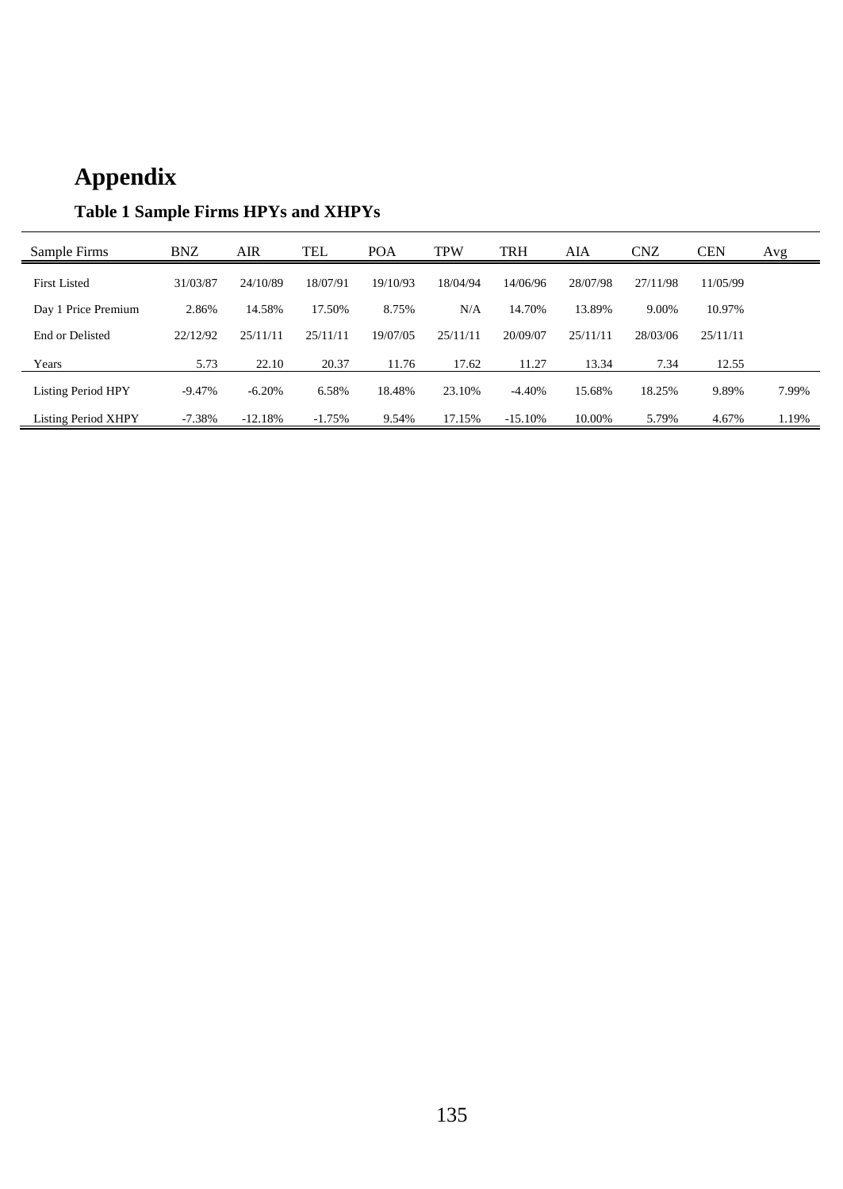# Appendix

## Table 1 Sample Firms HPYs and XHPYs

| Sample Firms | BNZ | AIR | TEL | POA | TPW | TRH | AIA | CNZ | CEN | Avg |
|---|---|---|---|---|---|---|---|---|---|---|
| First Listed | 31/03/87 | 24/10/89 | 18/07/91 | 19/10/93 | 18/04/94 | 14/06/96 | 28/07/98 | 27/11/98 | 11/05/99 | |
| Day 1 Price Premium | 2.86% | 14.58% | 17.50% | 8.75% | N/A | 14.70% | 13.89% | 9.00% | 10.97% | |
| End or Delisted | 22/12/92 | 25/11/11 | 25/11/11 | 19/07/05 | 25/11/11 | 20/09/07 | 25/11/11 | 28/03/06 | 25/11/11 | |
| Years | 5.73 | 22.10 | 20.37 | 11.76 | 17.62 | 11.27 | 13.34 | 7.34 | 12.55 | |
| Listing Period HPY | -9.47% | -6.20% | 6.58% | 18.48% | 23.10% | -4.40% | 15.68% | 18.25% | 9.89% | 7.99% |
| Listing Period XHPY | -7.38% | -12.18% | -1.75% | 9.54% | 17.15% | -15.10% | 10.00% | 5.79% | 4.67% | 1.19% |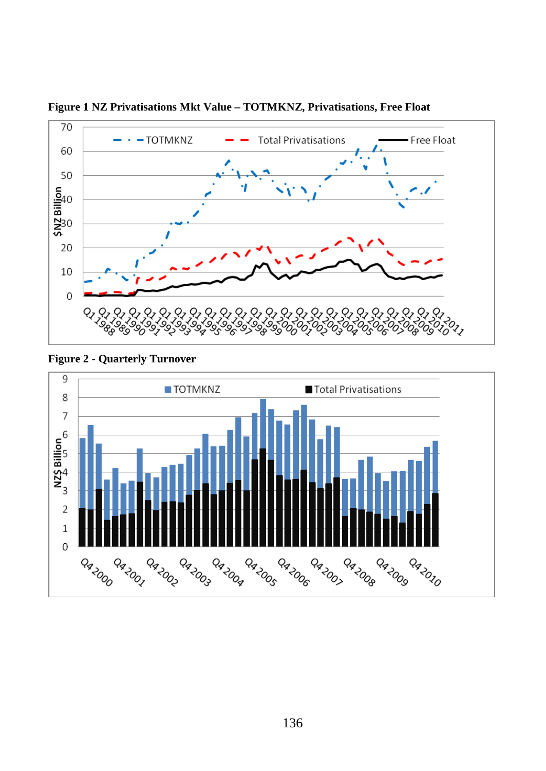**Figure 1 NZ Privatisations Mkt Value – TOTMKNZ, Privatisations, Free Float**

70
60
50
40
30
20
10
0

$NZ Billion

TOTMKNZ
Total Privatisations
Free Float

Q1 1988
Q1 1989
Q1 1990
Q1 1991
Q1 1992
Q1 1993
Q1 1994
Q1 1995
Q1 1996
Q1 1997
Q1 1998
Q1 1999
Q1 2000
Q1 2001
Q1 2002
Q1 2003
Q1 2004
Q1 2005
Q1 2006
Q1 2007
Q1 2008
Q1 2009
Q1 2010
Q1 2011

**Figure 2 - Quarterly Turnover**

9
8
7
6
5
4
3
2
1
0

NZ$ Billion

TOTMKNZ
Total Privatisations

Q4 2000
Q4 2001
Q4 2002
Q4 2003
Q4 2004
Q4 2005
Q4 2006
Q4 2007
Q4 2008
Q4 2009
Q4 2010